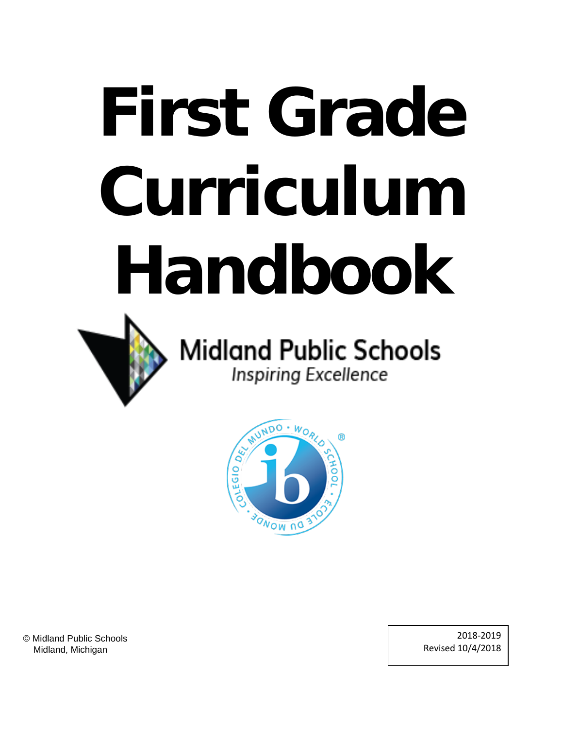# First Grade Curriculum Handbook

Midland Public Schools

*Inspiring Excellence*

© Midland Public Schools
Midland, Michigan

2018-2019
Revised 10/4/2018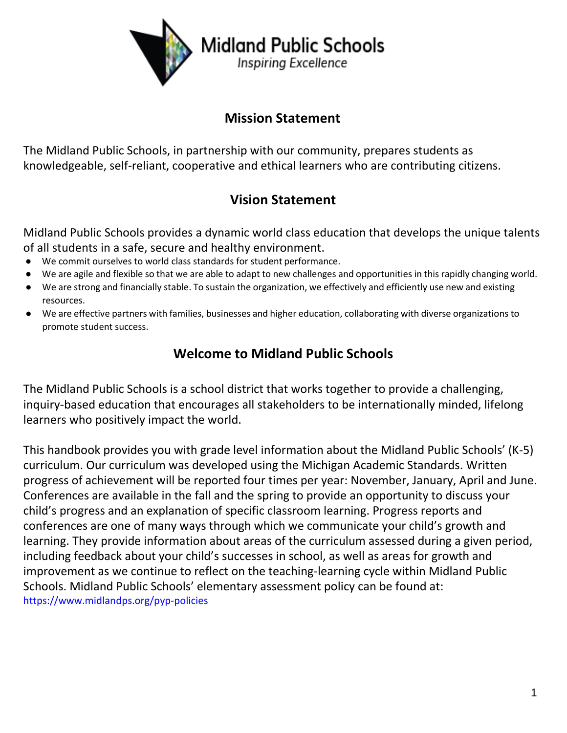Midland Public Schools
*Inspiring Excellence*

## Mission Statement

The Midland Public Schools, in partnership with our community, prepares students as knowledgeable, self-reliant, cooperative and ethical learners who are contributing citizens.

## Vision Statement

Midland Public Schools provides a dynamic world class education that develops the unique talents of all students in a safe, secure and healthy environment.

- We commit ourselves to world class standards for student performance.
- We are agile and flexible so that we are able to adapt to new challenges and opportunities in this rapidly changing world.
- We are strong and financially stable. To sustain the organization, we effectively and efficiently use new and existing resources.
- We are effective partners with families, businesses and higher education, collaborating with diverse organizations to promote student success.

## Welcome to Midland Public Schools

The Midland Public Schools is a school district that works together to provide a challenging, inquiry-based education that encourages all stakeholders to be internationally minded, lifelong learners who positively impact the world.

This handbook provides you with grade level information about the Midland Public Schools' (K-5) curriculum. Our curriculum was developed using the Michigan Academic Standards. Written progress of achievement will be reported four times per year: November, January, April and June. Conferences are available in the fall and the spring to provide an opportunity to discuss your child's progress and an explanation of specific classroom learning. Progress reports and conferences are one of many ways through which we communicate your child's growth and learning. They provide information about areas of the curriculum assessed during a given period, including feedback about your child's successes in school, as well as areas for growth and improvement as we continue to reflect on the teaching-learning cycle within Midland Public Schools. Midland Public Schools' elementary assessment policy can be found at: https://www.midlandps.org/pyp-policies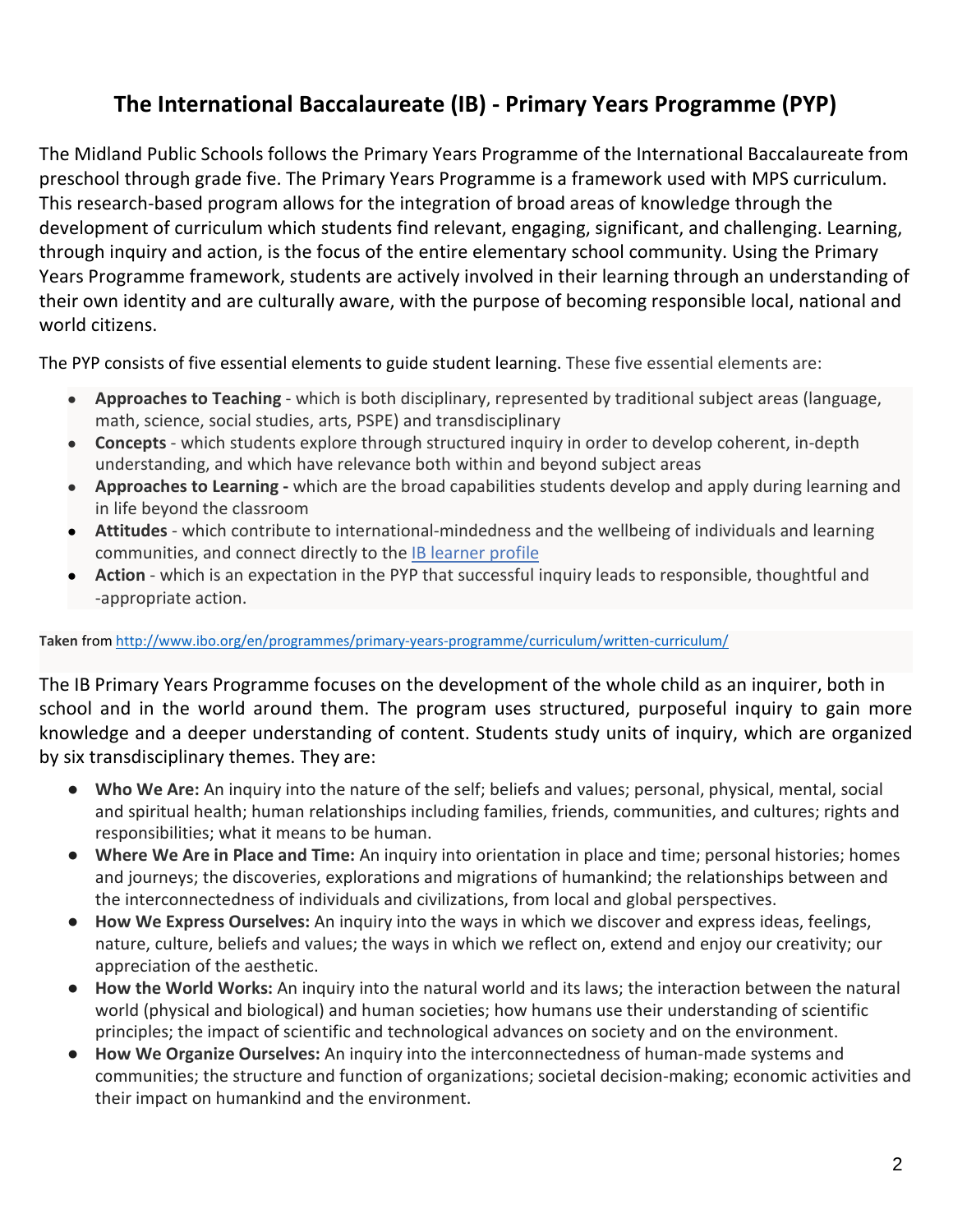# The International Baccalaureate (IB) - Primary Years Programme (PYP)

The Midland Public Schools follows the Primary Years Programme of the International Baccalaureate from preschool through grade five. The Primary Years Programme is a framework used with MPS curriculum. This research-based program allows for the integration of broad areas of knowledge through the development of curriculum which students find relevant, engaging, significant, and challenging. Learning, through inquiry and action, is the focus of the entire elementary school community. Using the Primary Years Programme framework, students are actively involved in their learning through an understanding of their own identity and are culturally aware, with the purpose of becoming responsible local, national and world citizens.

The PYP consists of five essential elements to guide student learning. These five essential elements are:

- **Approaches to Teaching** - which is both disciplinary, represented by traditional subject areas (language, math, science, social studies, arts, PSPE) and transdisciplinary
- **Concepts** - which students explore through structured inquiry in order to develop coherent, in-depth understanding, and which have relevance both within and beyond subject areas
- **Approaches to Learning -** which are the broad capabilities students develop and apply during learning and in life beyond the classroom
- **Attitudes** - which contribute to international-mindedness and the wellbeing of individuals and learning communities, and connect directly to the [IB learner profile]
- **Action** - which is an expectation in the PYP that successful inquiry leads to responsible, thoughtful and -appropriate action.

**Taken** from http://www.ibo.org/en/programmes/primary-years-programme/curriculum/written-curriculum/

The IB Primary Years Programme focuses on the development of the whole child as an inquirer, both in school and in the world around them. The program uses structured, purposeful inquiry to gain more knowledge and a deeper understanding of content. Students study units of inquiry, which are organized by six transdisciplinary themes. They are:

- **Who We Are:** An inquiry into the nature of the self; beliefs and values; personal, physical, mental, social and spiritual health; human relationships including families, friends, communities, and cultures; rights and responsibilities; what it means to be human.
- **Where We Are in Place and Time:** An inquiry into orientation in place and time; personal histories; homes and journeys; the discoveries, explorations and migrations of humankind; the relationships between and the interconnectedness of individuals and civilizations, from local and global perspectives.
- **How We Express Ourselves:** An inquiry into the ways in which we discover and express ideas, feelings, nature, culture, beliefs and values; the ways in which we reflect on, extend and enjoy our creativity; our appreciation of the aesthetic.
- **How the World Works:** An inquiry into the natural world and its laws; the interaction between the natural world (physical and biological) and human societies; how humans use their understanding of scientific principles; the impact of scientific and technological advances on society and on the environment.
- **How We Organize Ourselves:** An inquiry into the interconnectedness of human-made systems and communities; the structure and function of organizations; societal decision-making; economic activities and their impact on humankind and the environment.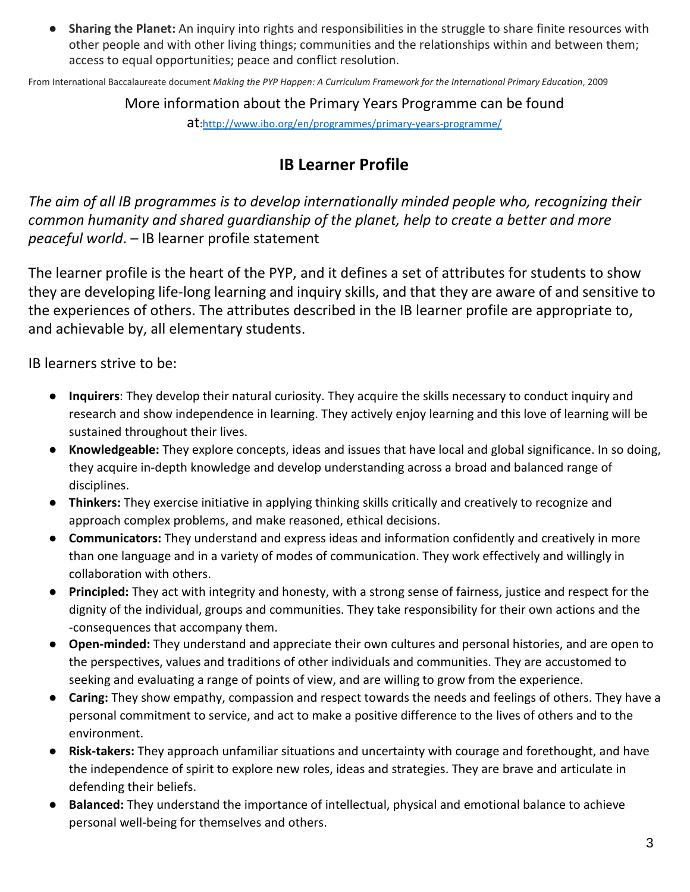- **Sharing the Planet:** An inquiry into rights and responsibilities in the struggle to share finite resources with other people and with other living things; communities and the relationships within and between them; access to equal opportunities; peace and conflict resolution.

From International Baccalaureate document *Making the PYP Happen: A Curriculum Framework for the International Primary Education*, 2009

More information about the Primary Years Programme can be found at:http://www.ibo.org/en/programmes/primary-years-programme/

## IB Learner Profile

*The aim of all IB programmes is to develop internationally minded people who, recognizing their common humanity and shared guardianship of the planet, help to create a better and more peaceful world*. – IB learner profile statement

The learner profile is the heart of the PYP, and it defines a set of attributes for students to show they are developing life-long learning and inquiry skills, and that they are aware of and sensitive to the experiences of others. The attributes described in the IB learner profile are appropriate to, and achievable by, all elementary students.

IB learners strive to be:

- **Inquirers**: They develop their natural curiosity. They acquire the skills necessary to conduct inquiry and research and show independence in learning. They actively enjoy learning and this love of learning will be sustained throughout their lives.
- **Knowledgeable:** They explore concepts, ideas and issues that have local and global significance. In so doing, they acquire in-depth knowledge and develop understanding across a broad and balanced range of disciplines.
- **Thinkers:** They exercise initiative in applying thinking skills critically and creatively to recognize and approach complex problems, and make reasoned, ethical decisions.
- **Communicators:** They understand and express ideas and information confidently and creatively in more than one language and in a variety of modes of communication. They work effectively and willingly in collaboration with others.
- **Principled:** They act with integrity and honesty, with a strong sense of fairness, justice and respect for the dignity of the individual, groups and communities. They take responsibility for their own actions and the -consequences that accompany them.
- **Open-minded:** They understand and appreciate their own cultures and personal histories, and are open to the perspectives, values and traditions of other individuals and communities. They are accustomed to seeking and evaluating a range of points of view, and are willing to grow from the experience.
- **Caring:** They show empathy, compassion and respect towards the needs and feelings of others. They have a personal commitment to service, and act to make a positive difference to the lives of others and to the environment.
- **Risk-takers:** They approach unfamiliar situations and uncertainty with courage and forethought, and have the independence of spirit to explore new roles, ideas and strategies. They are brave and articulate in defending their beliefs.
- **Balanced:** They understand the importance of intellectual, physical and emotional balance to achieve personal well-being for themselves and others.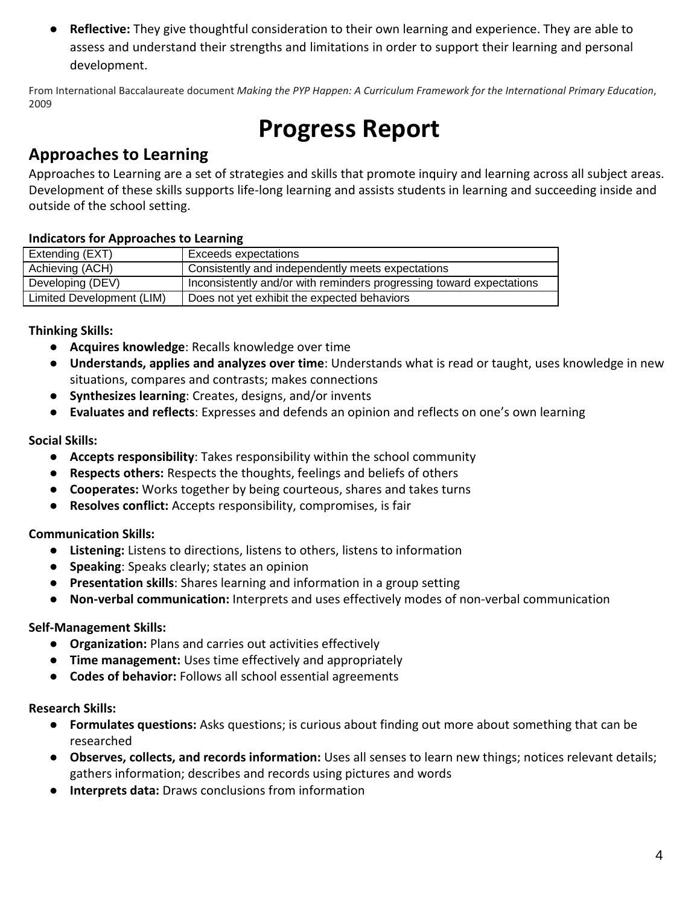- **Reflective:** They give thoughtful consideration to their own learning and experience. They are able to assess and understand their strengths and limitations in order to support their learning and personal development.

From International Baccalaureate document *Making the PYP Happen: A Curriculum Framework for the International Primary Education*, 2009

# Progress Report

## Approaches to Learning

Approaches to Learning are a set of strategies and skills that promote inquiry and learning across all subject areas. Development of these skills supports life-long learning and assists students in learning and succeeding inside and outside of the school setting.

**Indicators for Approaches to Learning**

| | |
|---|---|
| Extending (EXT) | Exceeds expectations |
| Achieving (ACH) | Consistently and independently meets expectations |
| Developing (DEV) | Inconsistently and/or with reminders progressing toward expectations |
| Limited Development (LIM) | Does not yet exhibit the expected behaviors |

**Thinking Skills:**

- **Acquires knowledge**: Recalls knowledge over time
- **Understands, applies and analyzes over time**: Understands what is read or taught, uses knowledge in new situations, compares and contrasts; makes connections
- **Synthesizes learning**: Creates, designs, and/or invents
- **Evaluates and reflects**: Expresses and defends an opinion and reflects on one's own learning

**Social Skills:**

- **Accepts responsibility**: Takes responsibility within the school community
- **Respects others:** Respects the thoughts, feelings and beliefs of others
- **Cooperates:** Works together by being courteous, shares and takes turns
- **Resolves conflict:** Accepts responsibility, compromises, is fair

**Communication Skills:**

- **Listening:** Listens to directions, listens to others, listens to information
- **Speaking**: Speaks clearly; states an opinion
- **Presentation skills**: Shares learning and information in a group setting
- **Non-verbal communication:** Interprets and uses effectively modes of non-verbal communication

**Self-Management Skills:**

- **Organization:** Plans and carries out activities effectively
- **Time management:** Uses time effectively and appropriately
- **Codes of behavior:** Follows all school essential agreements

**Research Skills:**

- **Formulates questions:** Asks questions; is curious about finding out more about something that can be researched
- **Observes, collects, and records information:** Uses all senses to learn new things; notices relevant details; gathers information; describes and records using pictures and words
- **Interprets data:** Draws conclusions from information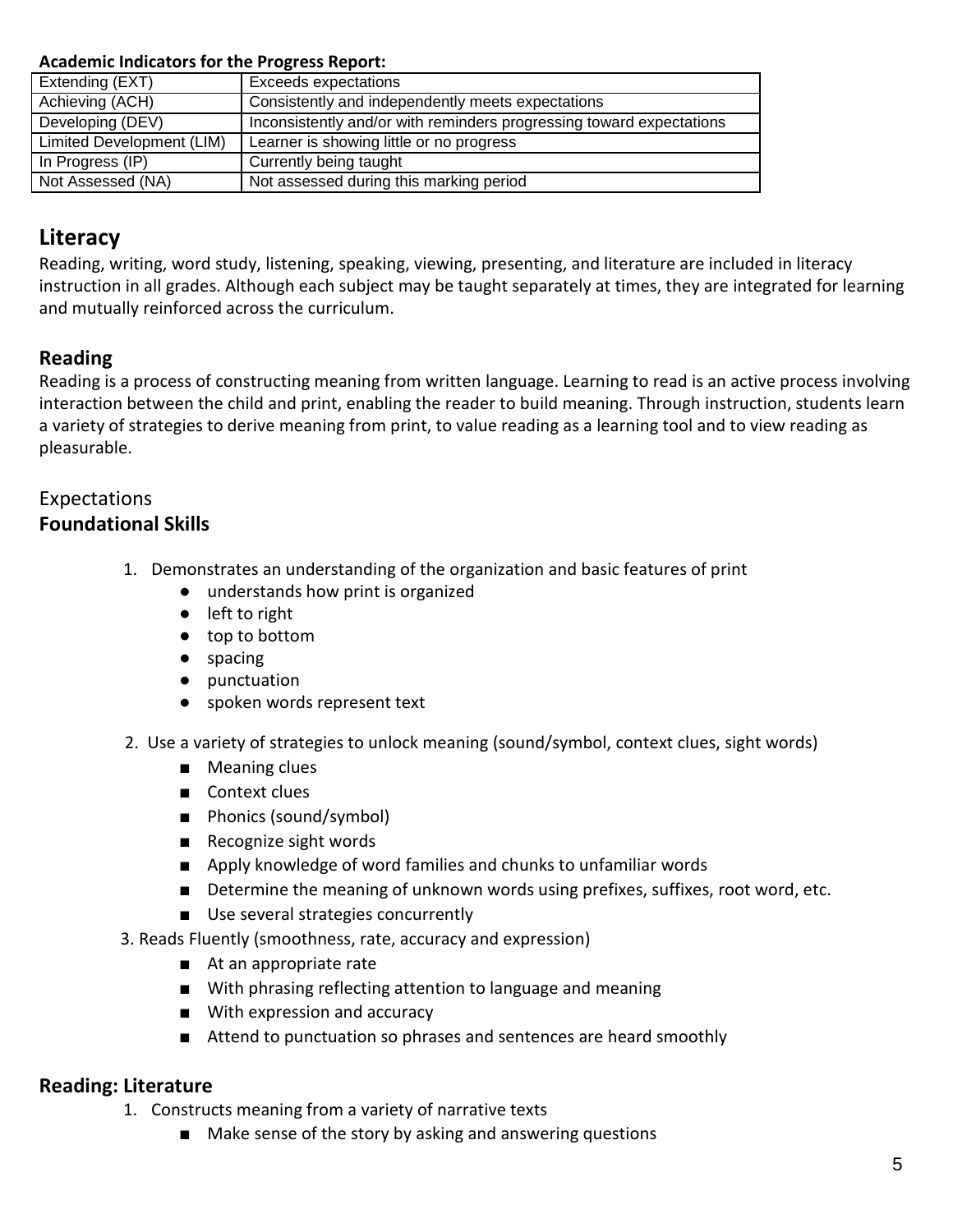**Academic Indicators for the Progress Report:**

| Extending (EXT) | Exceeds expectations |
|---|---|
| Achieving (ACH) | Consistently and independently meets expectations |
| Developing (DEV) | Inconsistently and/or with reminders progressing toward expectations |
| Limited Development (LIM) | Learner is showing little or no progress |
| In Progress (IP) | Currently being taught |
| Not Assessed (NA) | Not assessed during this marking period |

## Literacy

Reading, writing, word study, listening, speaking, viewing, presenting, and literature are included in literacy instruction in all grades. Although each subject may be taught separately at times, they are integrated for learning and mutually reinforced across the curriculum.

### Reading

Reading is a process of constructing meaning from written language. Learning to read is an active process involving interaction between the child and print, enabling the reader to build meaning. Through instruction, students learn a variety of strategies to derive meaning from print, to value reading as a learning tool and to view reading as pleasurable.

Expectations

**Foundational Skills**

1. Demonstrates an understanding of the organization and basic features of print
    - understands how print is organized
    - left to right
    - top to bottom
    - spacing
    - punctuation
    - spoken words represent text
2. Use a variety of strategies to unlock meaning (sound/symbol, context clues, sight words)
    - Meaning clues
    - Context clues
    - Phonics (sound/symbol)
    - Recognize sight words
    - Apply knowledge of word families and chunks to unfamiliar words
    - Determine the meaning of unknown words using prefixes, suffixes, root word, etc.
    - Use several strategies concurrently
3. Reads Fluently (smoothness, rate, accuracy and expression)
    - At an appropriate rate
    - With phrasing reflecting attention to language and meaning
    - With expression and accuracy
    - Attend to punctuation so phrases and sentences are heard smoothly

### Reading: Literature

1. Constructs meaning from a variety of narrative texts
    - Make sense of the story by asking and answering questions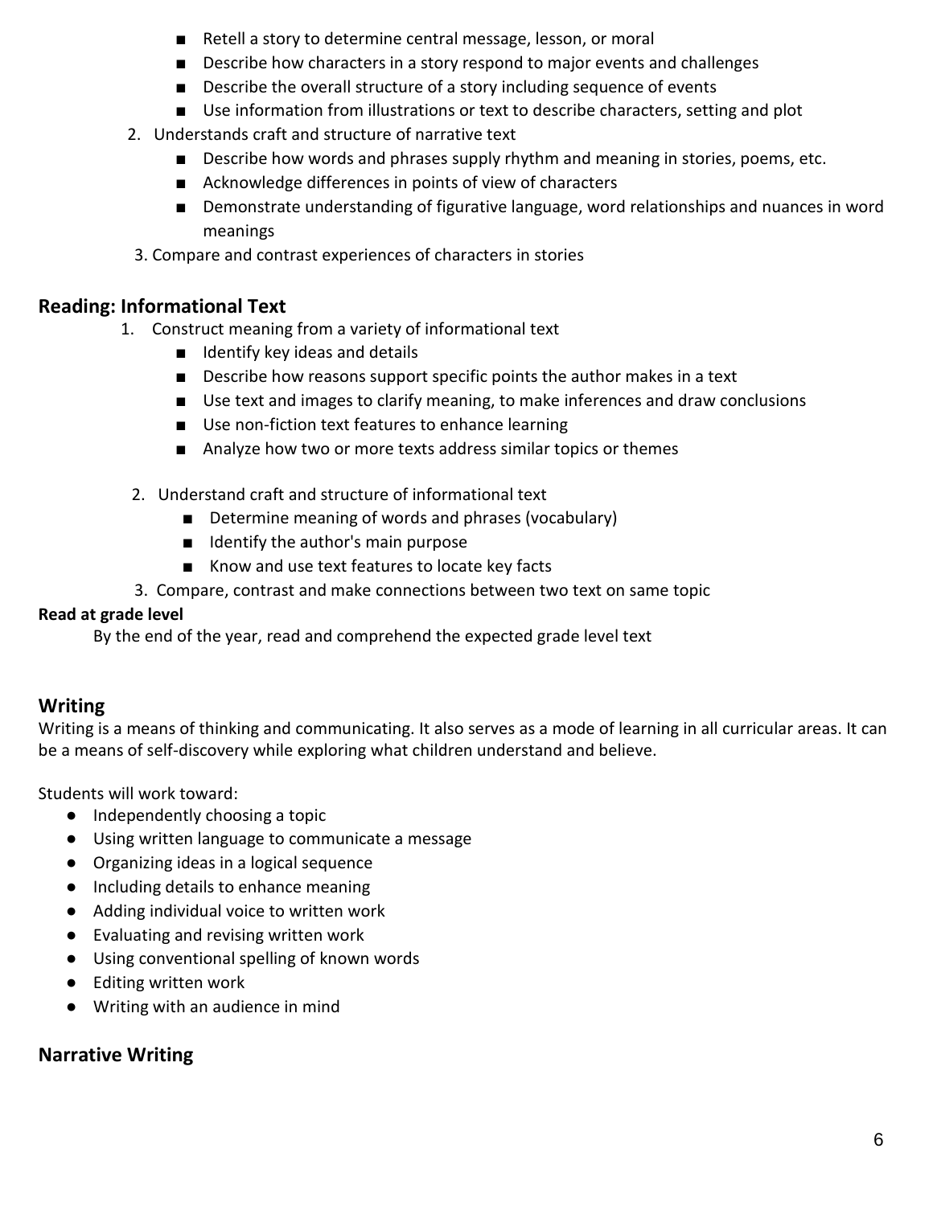- Retell a story to determine central message, lesson, or moral
- Describe how characters in a story respond to major events and challenges
- Describe the overall structure of a story including sequence of events
- Use information from illustrations or text to describe characters, setting and plot

2. Understands craft and structure of narrative text
   - Describe how words and phrases supply rhythm and meaning in stories, poems, etc.
   - Acknowledge differences in points of view of characters
   - Demonstrate understanding of figurative language, word relationships and nuances in word meanings
3. Compare and contrast experiences of characters in stories

## Reading: Informational Text

1. Construct meaning from a variety of informational text
   - Identify key ideas and details
   - Describe how reasons support specific points the author makes in a text
   - Use text and images to clarify meaning, to make inferences and draw conclusions
   - Use non-fiction text features to enhance learning
   - Analyze how two or more texts address similar topics or themes

2. Understand craft and structure of informational text
   - Determine meaning of words and phrases (vocabulary)
   - Identify the author's main purpose
   - Know and use text features to locate key facts
3. Compare, contrast and make connections between two text on same topic

**Read at grade level**

By the end of the year, read and comprehend the expected grade level text

## Writing

Writing is a means of thinking and communicating. It also serves as a mode of learning in all curricular areas. It can be a means of self-discovery while exploring what children understand and believe.

Students will work toward:

- Independently choosing a topic
- Using written language to communicate a message
- Organizing ideas in a logical sequence
- Including details to enhance meaning
- Adding individual voice to written work
- Evaluating and revising written work
- Using conventional spelling of known words
- Editing written work
- Writing with an audience in mind

## Narrative Writing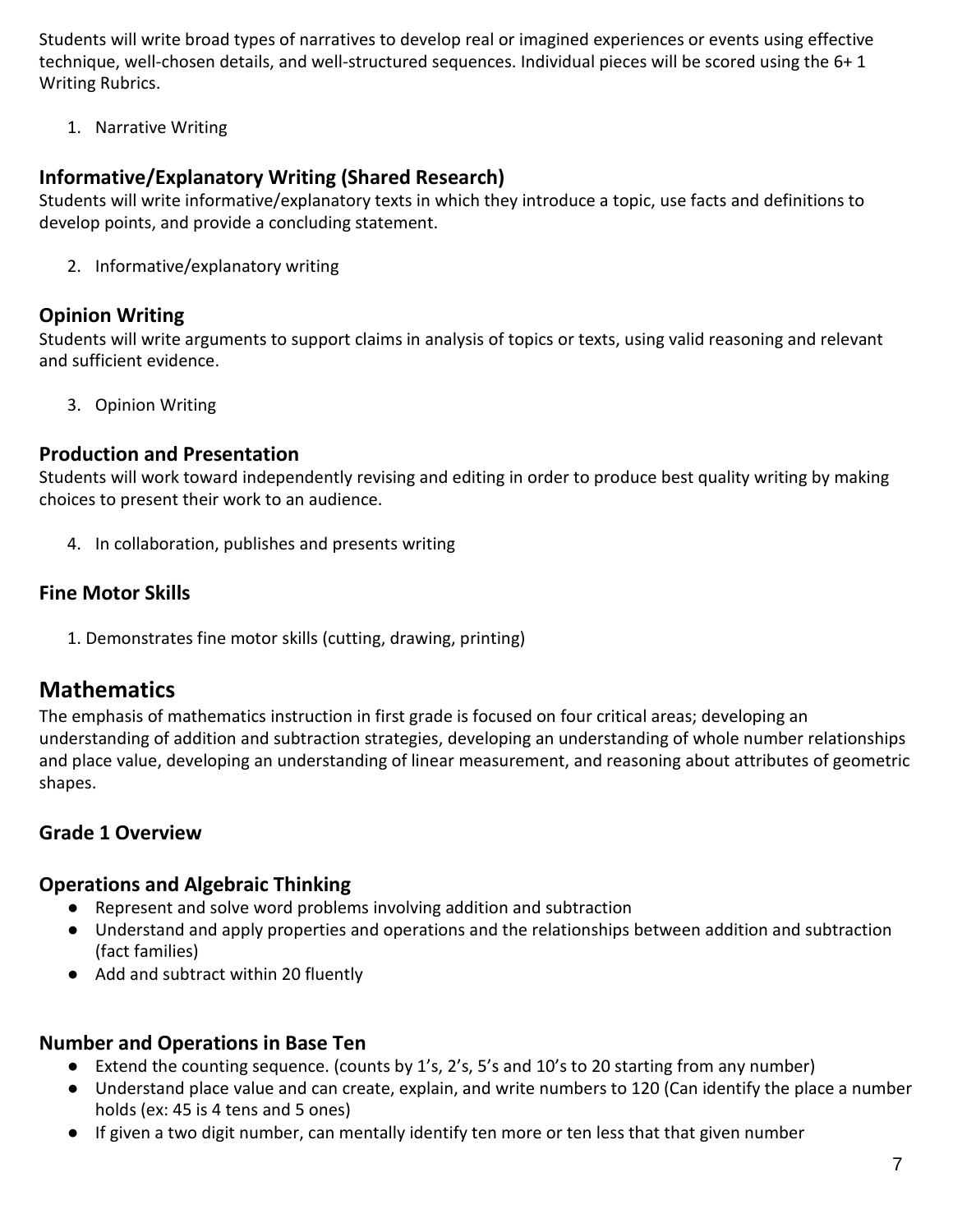Students will write broad types of narratives to develop real or imagined experiences or events using effective technique, well-chosen details, and well-structured sequences. Individual pieces will be scored using the 6+ 1 Writing Rubrics.

1. Narrative Writing

### Informative/Explanatory Writing (Shared Research)

Students will write informative/explanatory texts in which they introduce a topic, use facts and definitions to develop points, and provide a concluding statement.

2. Informative/explanatory writing

### Opinion Writing

Students will write arguments to support claims in analysis of topics or texts, using valid reasoning and relevant and sufficient evidence.

3. Opinion Writing

### Production and Presentation

Students will work toward independently revising and editing in order to produce best quality writing by making choices to present their work to an audience.

4. In collaboration, publishes and presents writing

### Fine Motor Skills

1. Demonstrates fine motor skills (cutting, drawing, printing)

## Mathematics

The emphasis of mathematics instruction in first grade is focused on four critical areas; developing an understanding of addition and subtraction strategies, developing an understanding of whole number relationships and place value, developing an understanding of linear measurement, and reasoning about attributes of geometric shapes.

### Grade 1 Overview

### Operations and Algebraic Thinking

- Represent and solve word problems involving addition and subtraction
- Understand and apply properties and operations and the relationships between addition and subtraction (fact families)
- Add and subtract within 20 fluently

### Number and Operations in Base Ten

- Extend the counting sequence. (counts by 1's, 2's, 5's and 10's to 20 starting from any number)
- Understand place value and can create, explain, and write numbers to 120 (Can identify the place a number holds (ex: 45 is 4 tens and 5 ones)
- If given a two digit number, can mentally identify ten more or ten less that that given number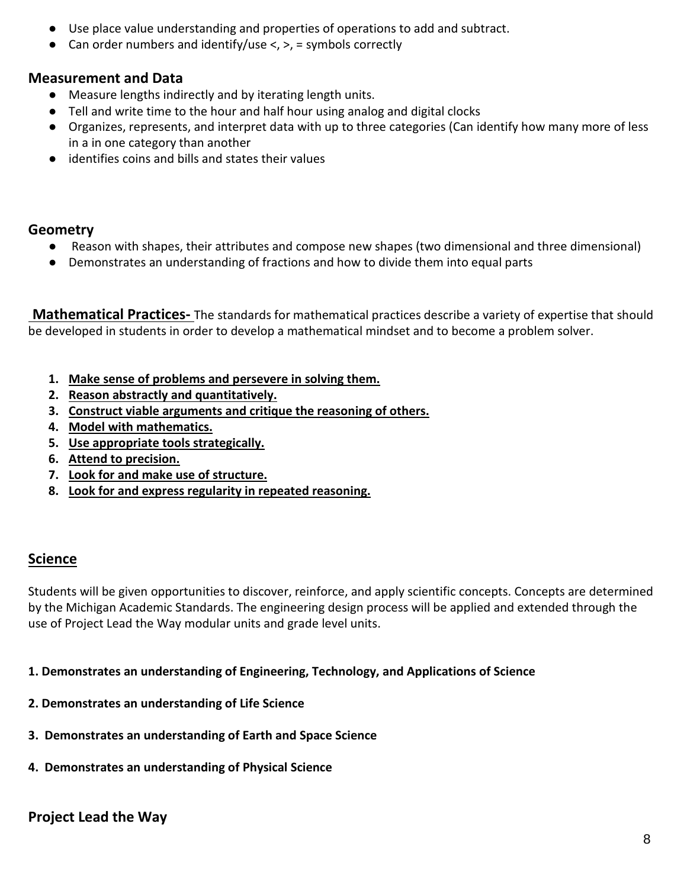- Use place value understanding and properties of operations to add and subtract.
- Can order numbers and identify/use <, >, = symbols correctly

### Measurement and Data

- Measure lengths indirectly and by iterating length units.
- Tell and write time to the hour and half hour using analog and digital clocks
- Organizes, represents, and interpret data with up to three categories (Can identify how many more of less in a in one category than another
- identifies coins and bills and states their values

### Geometry

- Reason with shapes, their attributes and compose new shapes (two dimensional and three dimensional)
- Demonstrates an understanding of fractions and how to divide them into equal parts

**Mathematical Practices-** The standards for mathematical practices describe a variety of expertise that should be developed in students in order to develop a mathematical mindset and to become a problem solver.

1. **Make sense of problems and persevere in solving them.**
2. **Reason abstractly and quantitatively.**
3. **Construct viable arguments and critique the reasoning of others.**
4. **Model with mathematics.**
5. **Use appropriate tools strategically.**
6. **Attend to precision.**
7. **Look for and make use of structure.**
8. **Look for and express regularity in repeated reasoning.**

## Science

Students will be given opportunities to discover, reinforce, and apply scientific concepts. Concepts are determined by the Michigan Academic Standards. The engineering design process will be applied and extended through the use of Project Lead the Way modular units and grade level units.

**1. Demonstrates an understanding of Engineering, Technology, and Applications of Science**

**2. Demonstrates an understanding of Life Science**

**3. Demonstrates an understanding of Earth and Space Science**

**4. Demonstrates an understanding of Physical Science**

### Project Lead the Way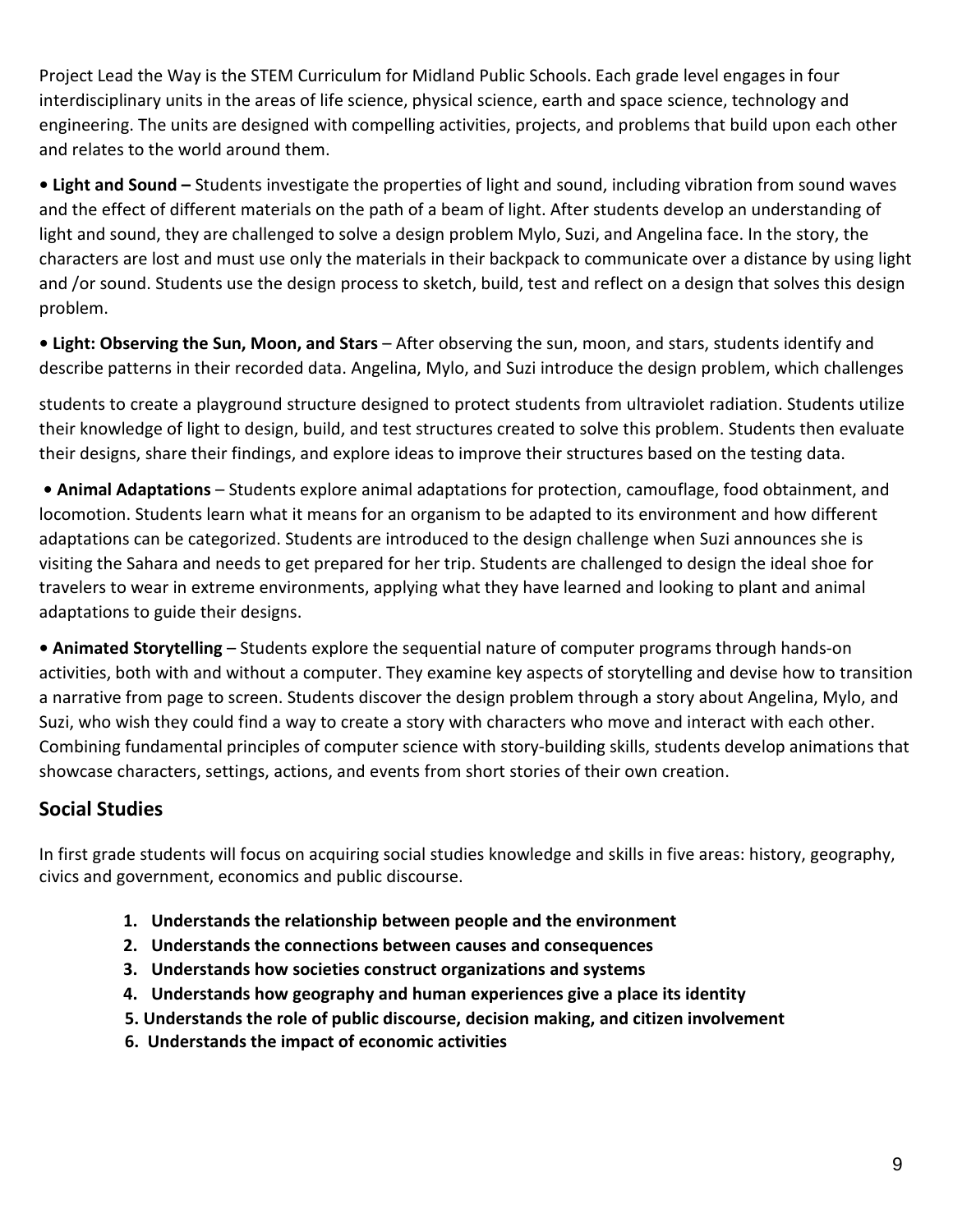Project Lead the Way is the STEM Curriculum for Midland Public Schools. Each grade level engages in four interdisciplinary units in the areas of life science, physical science, earth and space science, technology and engineering. The units are designed with compelling activities, projects, and problems that build upon each other and relates to the world around them.

- **Light and Sound –** Students investigate the properties of light and sound, including vibration from sound waves and the effect of different materials on the path of a beam of light. After students develop an understanding of light and sound, they are challenged to solve a design problem Mylo, Suzi, and Angelina face. In the story, the characters are lost and must use only the materials in their backpack to communicate over a distance by using light and /or sound. Students use the design process to sketch, build, test and reflect on a design that solves this design problem.

- **Light: Observing the Sun, Moon, and Stars** – After observing the sun, moon, and stars, students identify and describe patterns in their recorded data. Angelina, Mylo, and Suzi introduce the design problem, which challenges students to create a playground structure designed to protect students from ultraviolet radiation. Students utilize their knowledge of light to design, build, and test structures created to solve this problem. Students then evaluate their designs, share their findings, and explore ideas to improve their structures based on the testing data.

- **Animal Adaptations** – Students explore animal adaptations for protection, camouflage, food obtainment, and locomotion. Students learn what it means for an organism to be adapted to its environment and how different adaptations can be categorized. Students are introduced to the design challenge when Suzi announces she is visiting the Sahara and needs to get prepared for her trip. Students are challenged to design the ideal shoe for travelers to wear in extreme environments, applying what they have learned and looking to plant and animal adaptations to guide their designs.

- **Animated Storytelling** – Students explore the sequential nature of computer programs through hands-on activities, both with and without a computer. They examine key aspects of storytelling and devise how to transition a narrative from page to screen. Students discover the design problem through a story about Angelina, Mylo, and Suzi, who wish they could find a way to create a story with characters who move and interact with each other. Combining fundamental principles of computer science with story-building skills, students develop animations that showcase characters, settings, actions, and events from short stories of their own creation.

## Social Studies

In first grade students will focus on acquiring social studies knowledge and skills in five areas: history, geography, civics and government, economics and public discourse.

1. **Understands the relationship between people and the environment**
2. **Understands the connections between causes and consequences**
3. **Understands how societies construct organizations and systems**
4. **Understands how geography and human experiences give a place its identity**
5. **Understands the role of public discourse, decision making, and citizen involvement**
6. **Understands the impact of economic activities**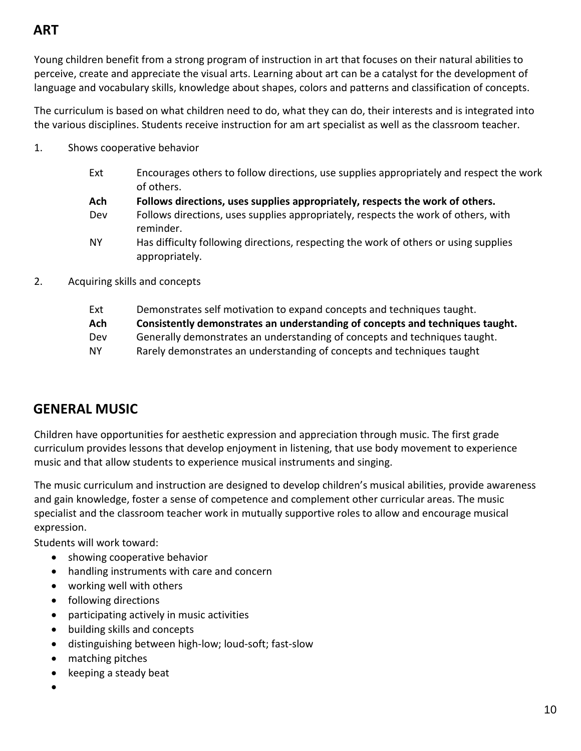## ART

Young children benefit from a strong program of instruction in art that focuses on their natural abilities to perceive, create and appreciate the visual arts. Learning about art can be a catalyst for the development of language and vocabulary skills, knowledge about shapes, colors and patterns and classification of concepts.

The curriculum is based on what children need to do, what they can do, their interests and is integrated into the various disciplines. Students receive instruction for am art specialist as well as the classroom teacher.

1. Shows cooperative behavior

| | |
|---|---|
| Ext | Encourages others to follow directions, use supplies appropriately and respect the work of others. |
| **Ach** | **Follows directions, uses supplies appropriately, respects the work of others.** |
| Dev | Follows directions, uses supplies appropriately, respects the work of others, with reminder. |
| NY | Has difficulty following directions, respecting the work of others or using supplies appropriately. |

2. Acquiring skills and concepts

| | |
|---|---|
| Ext | Demonstrates self motivation to expand concepts and techniques taught. |
| **Ach** | **Consistently demonstrates an understanding of concepts and techniques taught.** |
| Dev | Generally demonstrates an understanding of concepts and techniques taught. |
| NY | Rarely demonstrates an understanding of concepts and techniques taught |

## GENERAL MUSIC

Children have opportunities for aesthetic expression and appreciation through music. The first grade curriculum provides lessons that develop enjoyment in listening, that use body movement to experience music and that allow students to experience musical instruments and singing.

The music curriculum and instruction are designed to develop children's musical abilities, provide awareness and gain knowledge, foster a sense of competence and complement other curricular areas. The music specialist and the classroom teacher work in mutually supportive roles to allow and encourage musical expression.

Students will work toward:

- showing cooperative behavior
- handling instruments with care and concern
- working well with others
- following directions
- participating actively in music activities
- building skills and concepts
- distinguishing between high-low; loud-soft; fast-slow
- matching pitches
- keeping a steady beat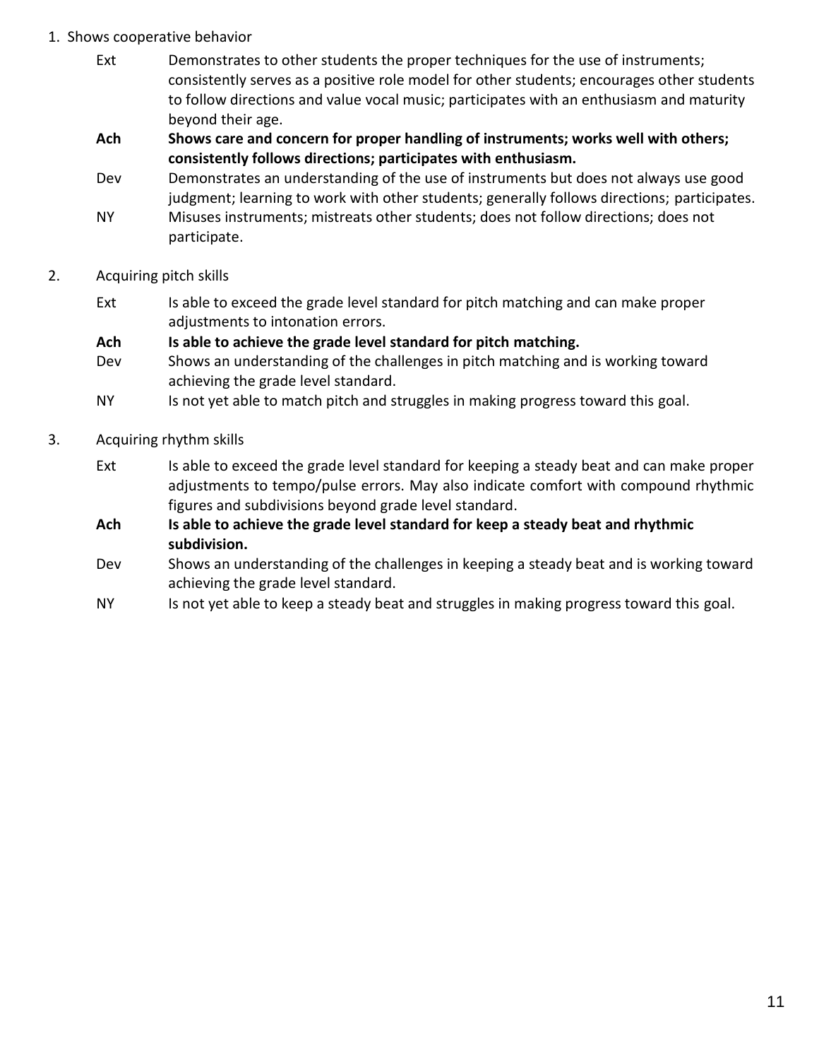1. Shows cooperative behavior

   Ext — Demonstrates to other students the proper techniques for the use of instruments; consistently serves as a positive role model for other students; encourages other students to follow directions and value vocal music; participates with an enthusiasm and maturity beyond their age.

   **Ach — Shows care and concern for proper handling of instruments; works well with others; consistently follows directions; participates with enthusiasm.**

   Dev — Demonstrates an understanding of the use of instruments but does not always use good judgment; learning to work with other students; generally follows directions; participates.

   NY — Misuses instruments; mistreats other students; does not follow directions; does not participate.

2. Acquiring pitch skills

   Ext — Is able to exceed the grade level standard for pitch matching and can make proper adjustments to intonation errors.

   **Ach — Is able to achieve the grade level standard for pitch matching.**

   Dev — Shows an understanding of the challenges in pitch matching and is working toward achieving the grade level standard.

   NY — Is not yet able to match pitch and struggles in making progress toward this goal.

3. Acquiring rhythm skills

   Ext — Is able to exceed the grade level standard for keeping a steady beat and can make proper adjustments to tempo/pulse errors. May also indicate comfort with compound rhythmic figures and subdivisions beyond grade level standard.

   **Ach — Is able to achieve the grade level standard for keep a steady beat and rhythmic subdivision.**

   Dev — Shows an understanding of the challenges in keeping a steady beat and is working toward achieving the grade level standard.

   NY — Is not yet able to keep a steady beat and struggles in making progress toward this goal.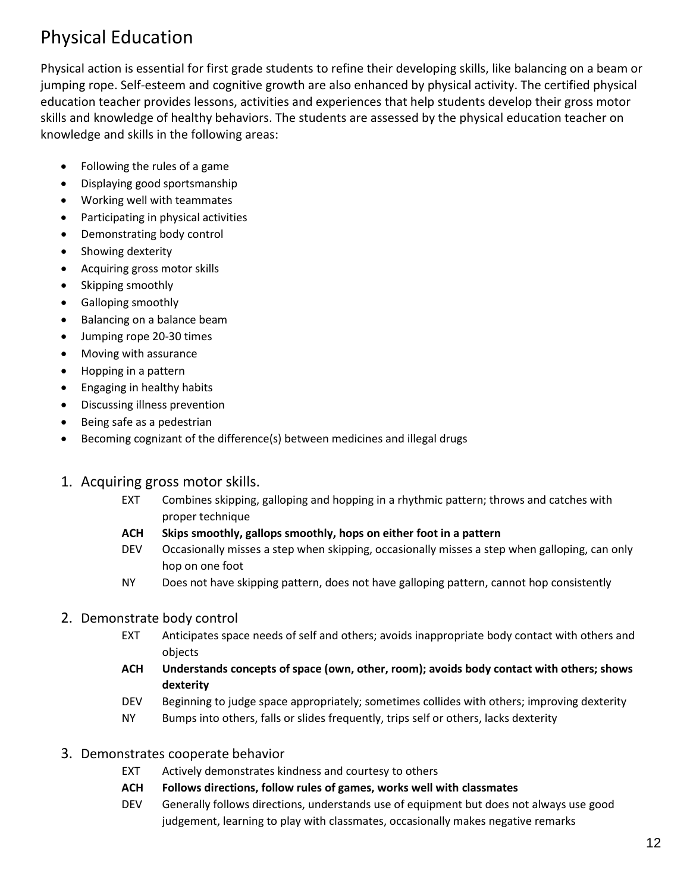# Physical Education

Physical action is essential for first grade students to refine their developing skills, like balancing on a beam or jumping rope. Self-esteem and cognitive growth are also enhanced by physical activity. The certified physical education teacher provides lessons, activities and experiences that help students develop their gross motor skills and knowledge of healthy behaviors. The students are assessed by the physical education teacher on knowledge and skills in the following areas:

- Following the rules of a game
- Displaying good sportsmanship
- Working well with teammates
- Participating in physical activities
- Demonstrating body control
- Showing dexterity
- Acquiring gross motor skills
- Skipping smoothly
- Galloping smoothly
- Balancing on a balance beam
- Jumping rope 20-30 times
- Moving with assurance
- Hopping in a pattern
- Engaging in healthy habits
- Discussing illness prevention
- Being safe as a pedestrian
- Becoming cognizant of the difference(s) between medicines and illegal drugs

## 1. Acquiring gross motor skills.

EXT Combines skipping, galloping and hopping in a rhythmic pattern; throws and catches with proper technique

**ACH Skips smoothly, gallops smoothly, hops on either foot in a pattern**

DEV Occasionally misses a step when skipping, occasionally misses a step when galloping, can only hop on one foot

NY Does not have skipping pattern, does not have galloping pattern, cannot hop consistently

## 2. Demonstrate body control

EXT Anticipates space needs of self and others; avoids inappropriate body contact with others and objects

**ACH Understands concepts of space (own, other, room); avoids body contact with others; shows dexterity**

DEV Beginning to judge space appropriately; sometimes collides with others; improving dexterity

NY Bumps into others, falls or slides frequently, trips self or others, lacks dexterity

## 3. Demonstrates cooperate behavior

EXT Actively demonstrates kindness and courtesy to others

**ACH Follows directions, follow rules of games, works well with classmates**

DEV Generally follows directions, understands use of equipment but does not always use good judgement, learning to play with classmates, occasionally makes negative remarks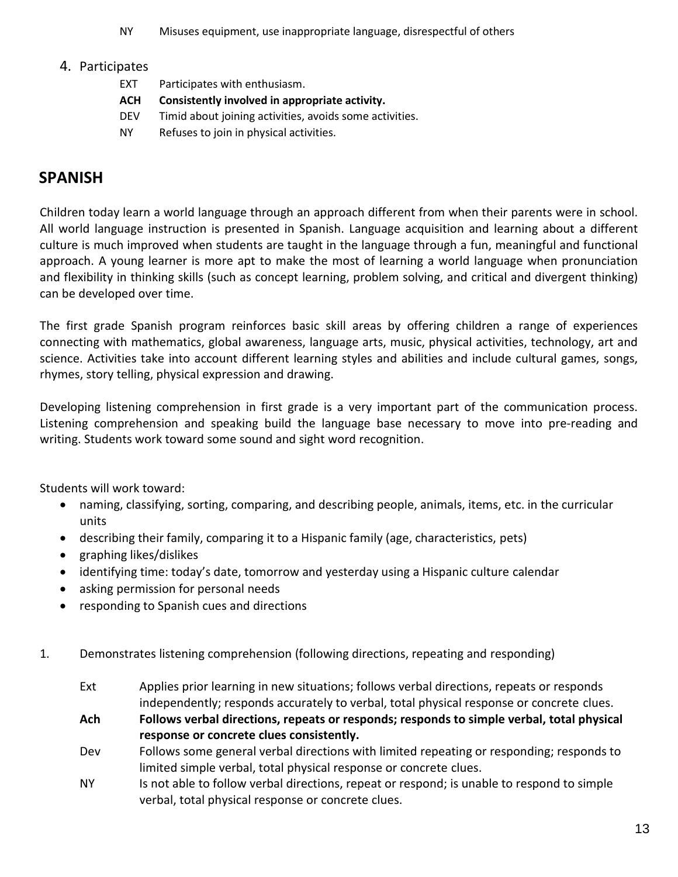NY Misuses equipment, use inappropriate language, disrespectful of others

4. Participates

    EXT Participates with enthusiasm.

    **ACH Consistently involved in appropriate activity.**

    DEV Timid about joining activities, avoids some activities.

    NY Refuses to join in physical activities.

## SPANISH

Children today learn a world language through an approach different from when their parents were in school. All world language instruction is presented in Spanish. Language acquisition and learning about a different culture is much improved when students are taught in the language through a fun, meaningful and functional approach. A young learner is more apt to make the most of learning a world language when pronunciation and flexibility in thinking skills (such as concept learning, problem solving, and critical and divergent thinking) can be developed over time.

The first grade Spanish program reinforces basic skill areas by offering children a range of experiences connecting with mathematics, global awareness, language arts, music, physical activities, technology, art and science. Activities take into account different learning styles and abilities and include cultural games, songs, rhymes, story telling, physical expression and drawing.

Developing listening comprehension in first grade is a very important part of the communication process. Listening comprehension and speaking build the language base necessary to move into pre-reading and writing. Students work toward some sound and sight word recognition.

Students will work toward:

- naming, classifying, sorting, comparing, and describing people, animals, items, etc. in the curricular units
- describing their family, comparing it to a Hispanic family (age, characteristics, pets)
- graphing likes/dislikes
- identifying time: today's date, tomorrow and yesterday using a Hispanic culture calendar
- asking permission for personal needs
- responding to Spanish cues and directions

1. Demonstrates listening comprehension (following directions, repeating and responding)

    Ext Applies prior learning in new situations; follows verbal directions, repeats or responds independently; responds accurately to verbal, total physical response or concrete clues.

    **Ach Follows verbal directions, repeats or responds; responds to simple verbal, total physical response or concrete clues consistently.**

    Dev Follows some general verbal directions with limited repeating or responding; responds to limited simple verbal, total physical response or concrete clues.

    NY Is not able to follow verbal directions, repeat or respond; is unable to respond to simple verbal, total physical response or concrete clues.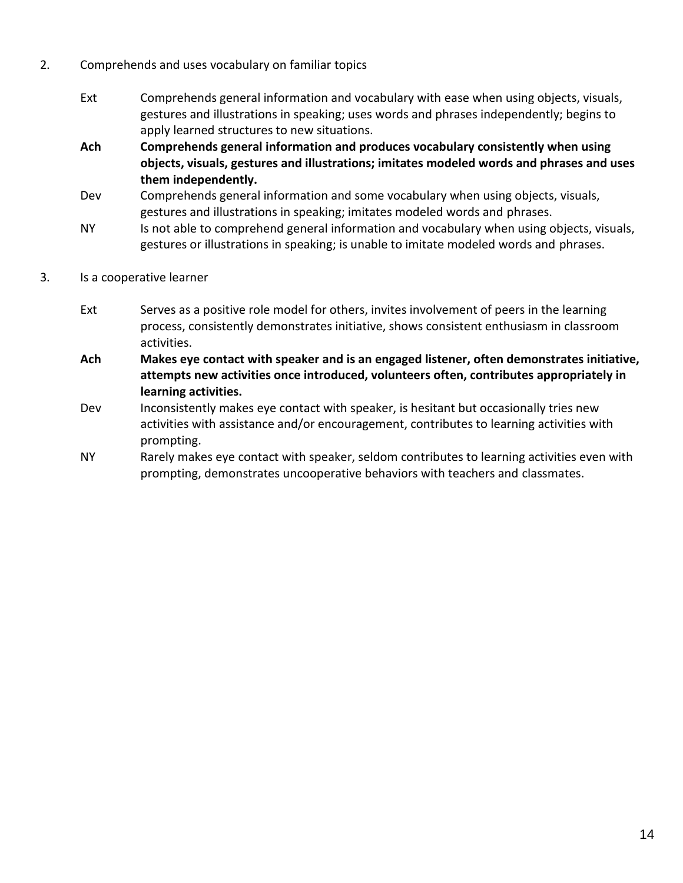2. Comprehends and uses vocabulary on familiar topics

   Ext Comprehends general information and vocabulary with ease when using objects, visuals, gestures and illustrations in speaking; uses words and phrases independently; begins to apply learned structures to new situations.

   **Ach Comprehends general information and produces vocabulary consistently when using objects, visuals, gestures and illustrations; imitates modeled words and phrases and uses them independently.**

   Dev Comprehends general information and some vocabulary when using objects, visuals, gestures and illustrations in speaking; imitates modeled words and phrases.

   NY Is not able to comprehend general information and vocabulary when using objects, visuals, gestures or illustrations in speaking; is unable to imitate modeled words and phrases.

3. Is a cooperative learner

   Ext Serves as a positive role model for others, invites involvement of peers in the learning process, consistently demonstrates initiative, shows consistent enthusiasm in classroom activities.

   **Ach Makes eye contact with speaker and is an engaged listener, often demonstrates initiative, attempts new activities once introduced, volunteers often, contributes appropriately in learning activities.**

   Dev Inconsistently makes eye contact with speaker, is hesitant but occasionally tries new activities with assistance and/or encouragement, contributes to learning activities with prompting.

   NY Rarely makes eye contact with speaker, seldom contributes to learning activities even with prompting, demonstrates uncooperative behaviors with teachers and classmates.